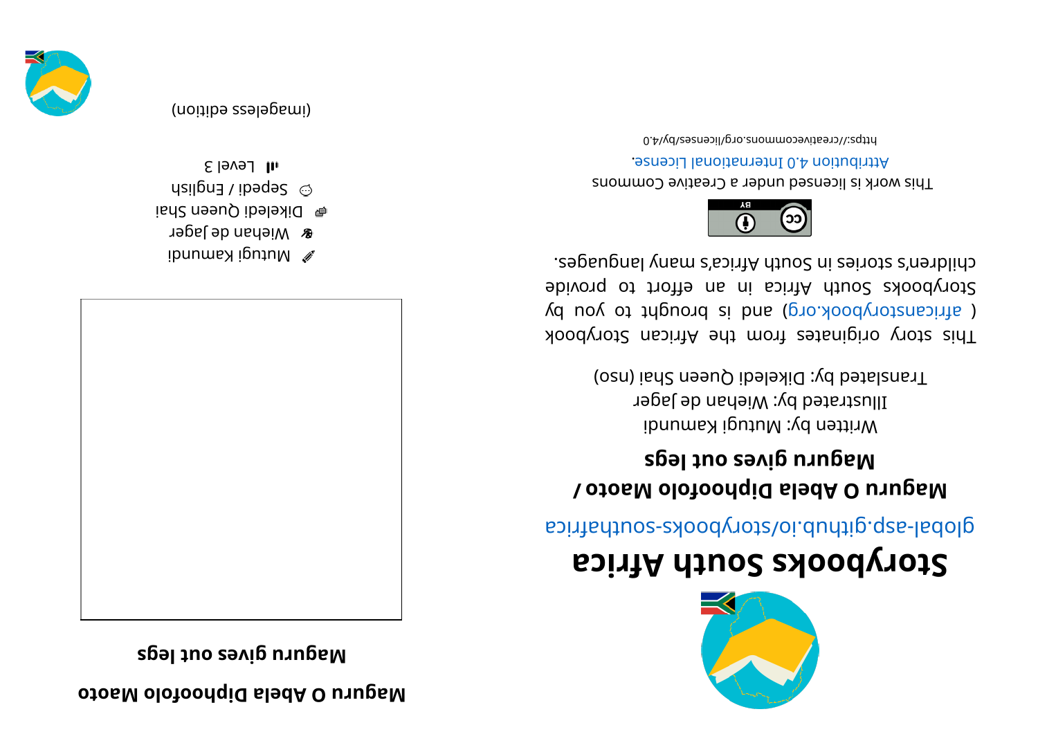# Storybooks South Africa

global-asp.github.io/storybooks-southafrica

## Maguru O Abela Diphoofolo Maoto / Maguru gives out legs

Written by: Mutugi Kamundi

Illustrated by: Wiehan de Jager

Translated by: Dikeledi Queen Shai (nso)

This story originates from the African Storybook ( africanstorybook.org ) and is brought to you by Storybooks South Africa in an effort to provide children's stories in South Africa's many languages.

This work is licensed under a Creative Commons Attribution 4.0 International License.

https://creativecommons.org/licenses/by/4.0

## Maguru O Abela Diphoofolo Maoto

## Maguru gives out legs

Mutugi Kamundi

Wiehan de Jager

Dikeledi Queen Shai

Sepedi / English

Level 3

(imageless edition)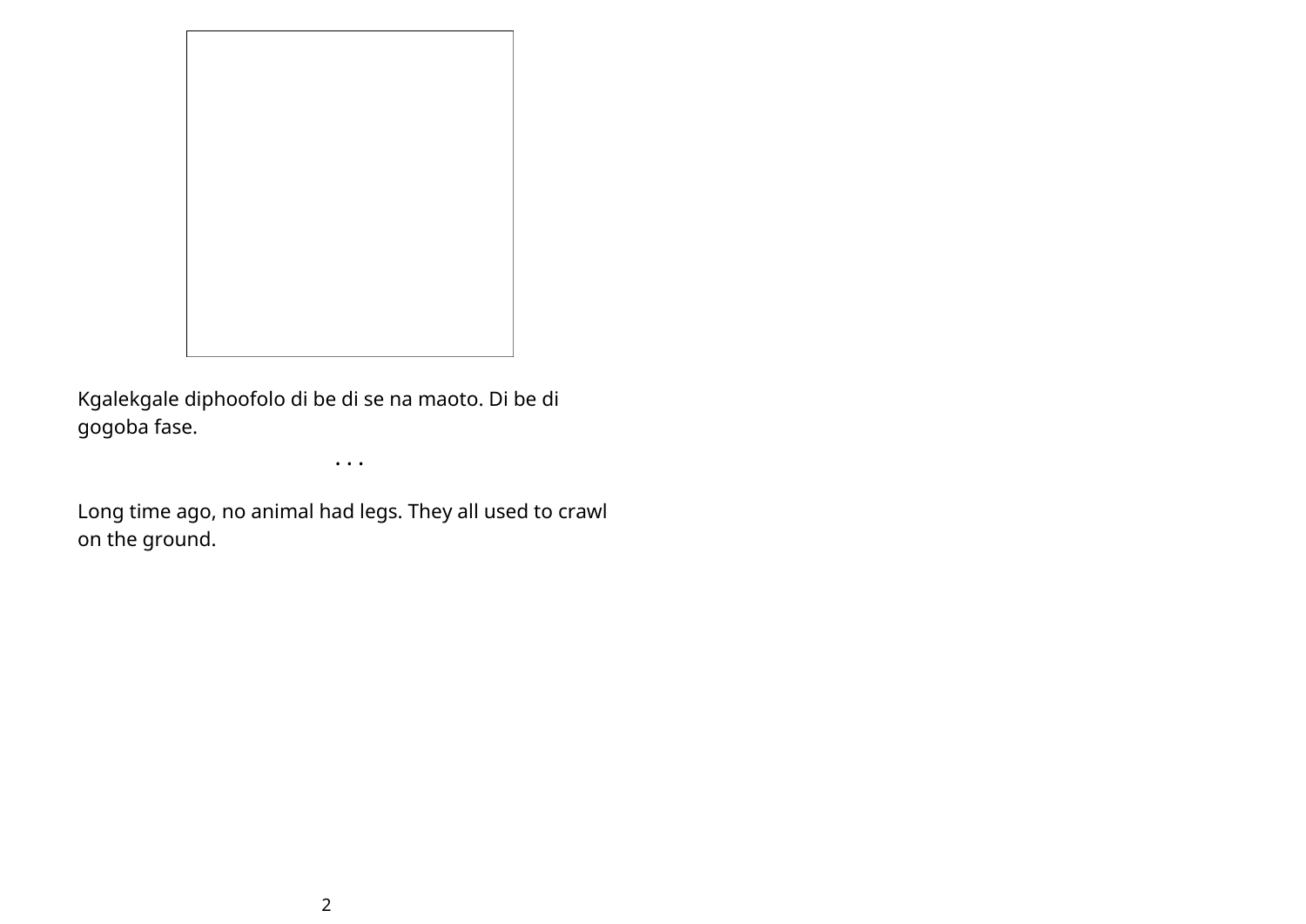Kgalekgale diphoofolo di be di se na maoto. Di be di gogoba fase.

. . .

Long time ago, no animal had legs. They all used to crawl on the ground.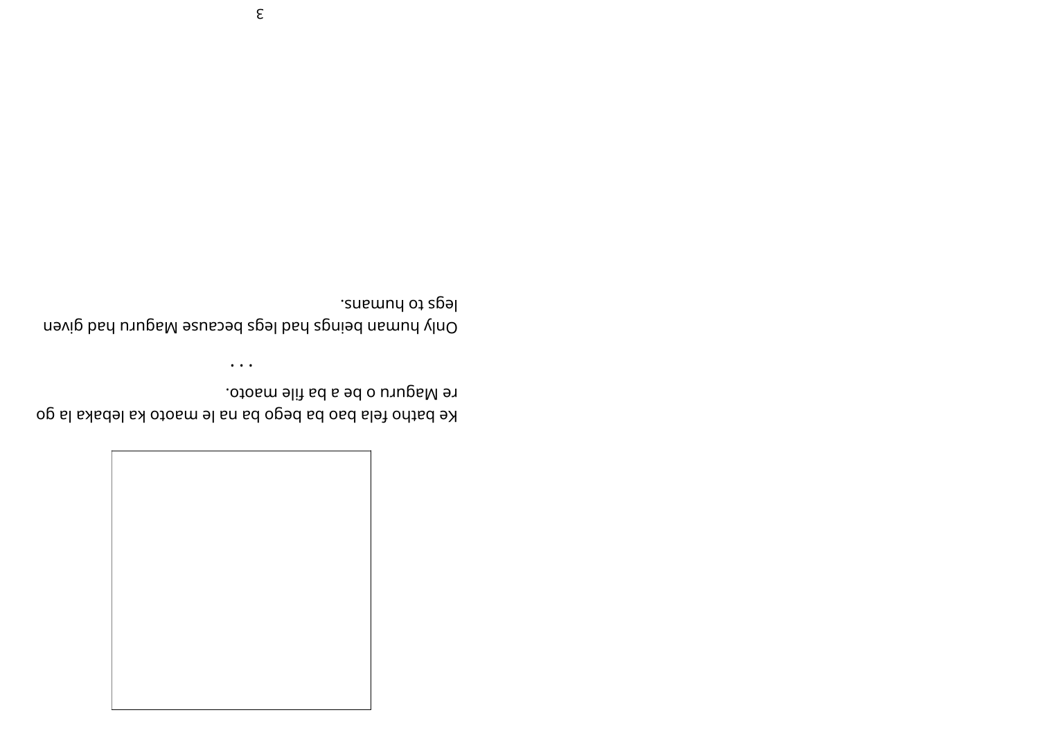Ke batho fela bao ba bego ba na le maoto ka lebaka la go re Maguru o be a ba file maoto.

. . .

Only human beings had legs because Maguru had given legs to humans.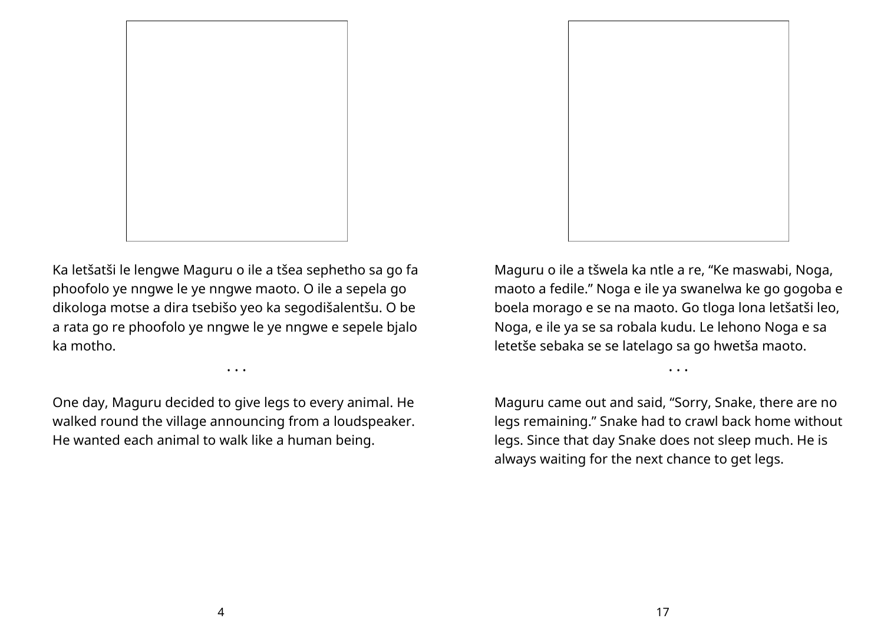Ka letšatši le lengwe Maguru o ile a tšea sephetho sa go fa phoofolo ye nngwe le ye nngwe maoto. O ile a sepela go dikologa motse a dira tsebišo yeo ka segodišalentšu. O be a rata go re phoofolo ye nngwe le ye nngwe e sepele bjalo ka motho.

• • •

One day, Maguru decided to give legs to every animal. He walked round the village announcing from a loudspeaker. He wanted each animal to walk like a human being.

Maguru o ile a tšwela ka ntle a re, “Ke maswabi, Noga, maoto a fedile.” Noga e ile ya swanelwa ke go gogoba e boela morago e se na maoto. Go tloga lona letšatši leo, Noga, e ile ya se sa robala kudu. Le lehono Noga e sa letetše sebaka se se latelago sa go hwetša maoto.

• • •

Maguru came out and said, “Sorry, Snake, there are no legs remaining.” Snake had to crawl back home without legs. Since that day Snake does not sleep much. He is always waiting for the next chance to get legs.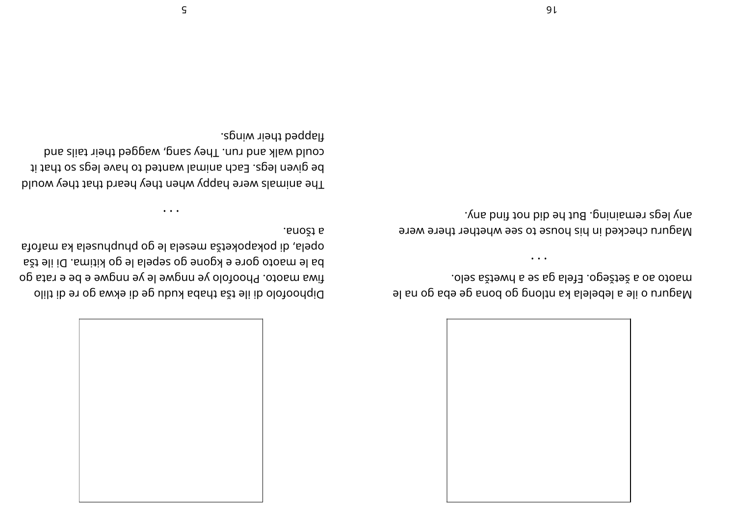Maguru o ile a lebelela ka ntlong go bona ge eba go na le maoto ao a šetšego. Efela ga se a hwetša selo.

. . .

Maguru checked in his house to see whether there were any legs remaining. But he did not find any.

Diphoofolo di ile tša thaba kudu ge di ekwa go re di tlilo fiwa maoto. Phoofolo ye nngwe le ye nngwe e be e rata go ba le maoto gore e kgone go sepela le go kitima. Di ile tša opela, di pokapoketša mesela le go phuphusela ka mafofa a tšona.

. . .

The animals were happy when they heard that they would be given legs. Each animal wanted to have legs so that it could walk and run. They sang, wagged their tails and flapped their wings.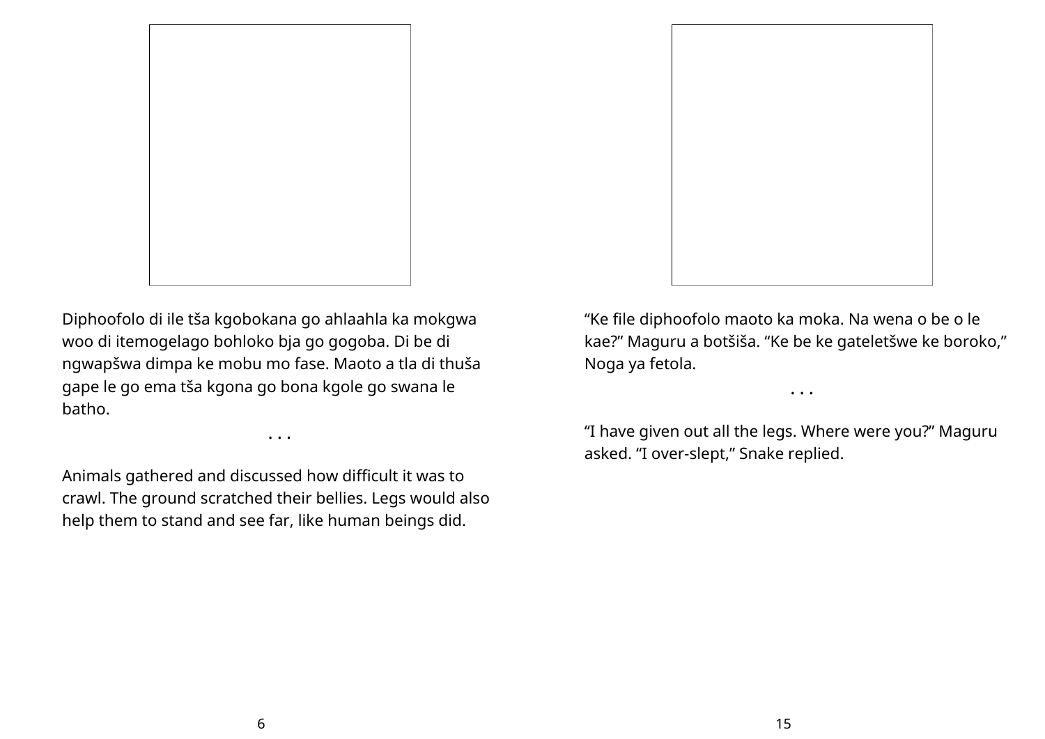Diphoofolo di ile tša kgobokana go ahlaahla ka mokgwa woo di itemogelago bohloko bja go gogoba. Di be di ngwapšwa dimpa ke mobu mo fase. Maoto a tla di thuša gape le go ema tša kgona go bona kgole go swana le batho.

. . .

Animals gathered and discussed how difficult it was to crawl. The ground scratched their bellies. Legs would also help them to stand and see far, like human beings did.

“Ke file diphoofolo maoto ka moka. Na wena o be o le kae?” Maguru a botšiša. “Ke be ke gateletšwe ke boroko,” Noga ya fetola.

. . .

“I have given out all the legs. Where were you?” Maguru asked. “I over-slept,” Snake replied.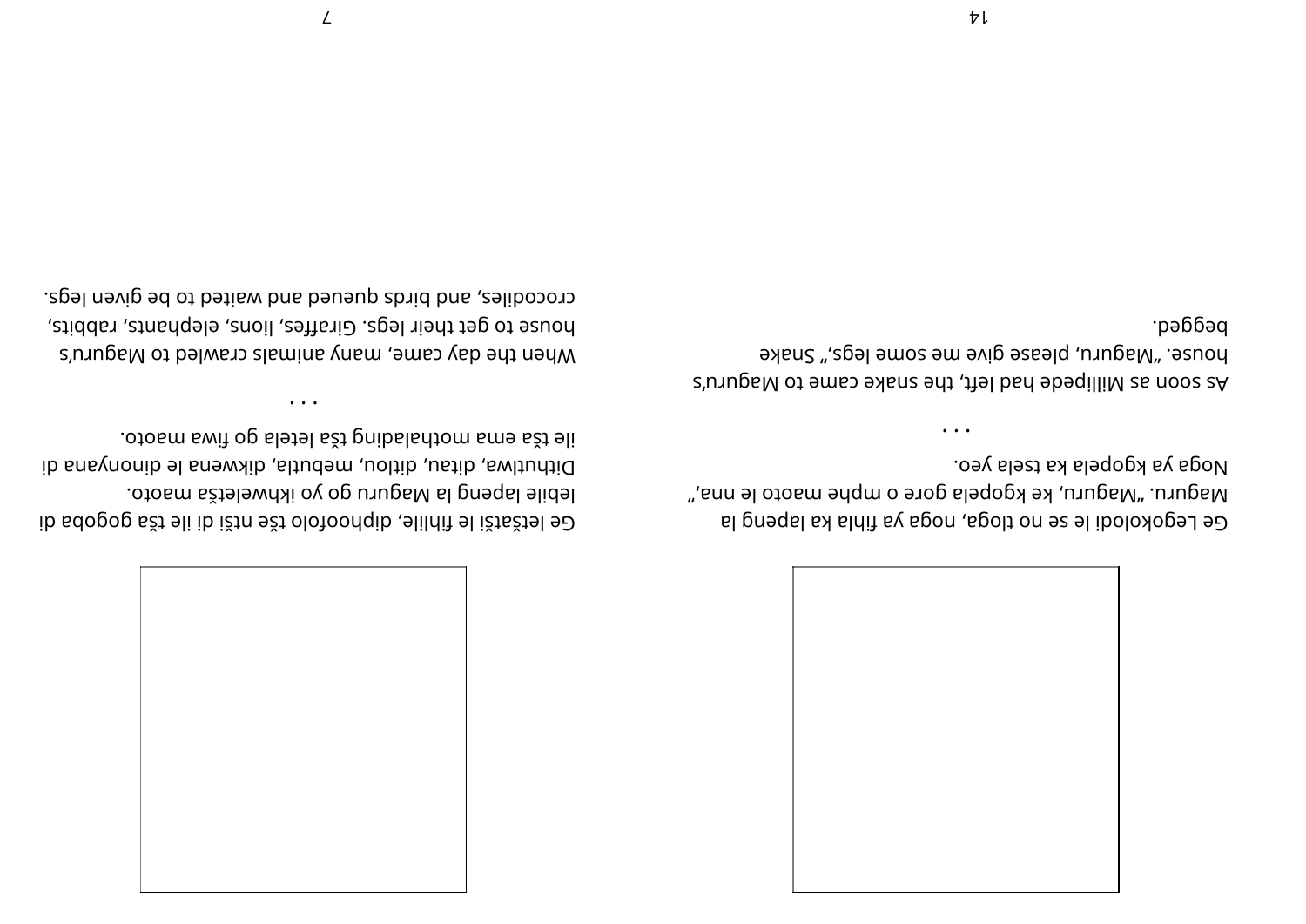Ge Legokolodi le se no tloga, noga ya fihla ka lapeng la Maguru. "Maguru, ke kgopela gore o mphe maoto le nna," Noga ya kgopela ka tsela yeo.

. . .

As soon as Millipede had left, the snake came to Maguru's house. "Maguru, please give me some legs," Snake begged.

Ge letšatši le fihlile, diphoofolo tše ntši di ile tša gogoba di lebile lapeng la Maguru go yo ikhweletša maoto. Dithutlwa, ditau, ditlou, mebutla, dikwena le dinonyana di ile tša ema mothalading tša letela go fiwa maoto.

. . .

When the day came, many animals crawled to Maguru's house to get their legs. Giraffes, lions, elephants, rabbits, crocodiles, and birds queued and waited to be given legs.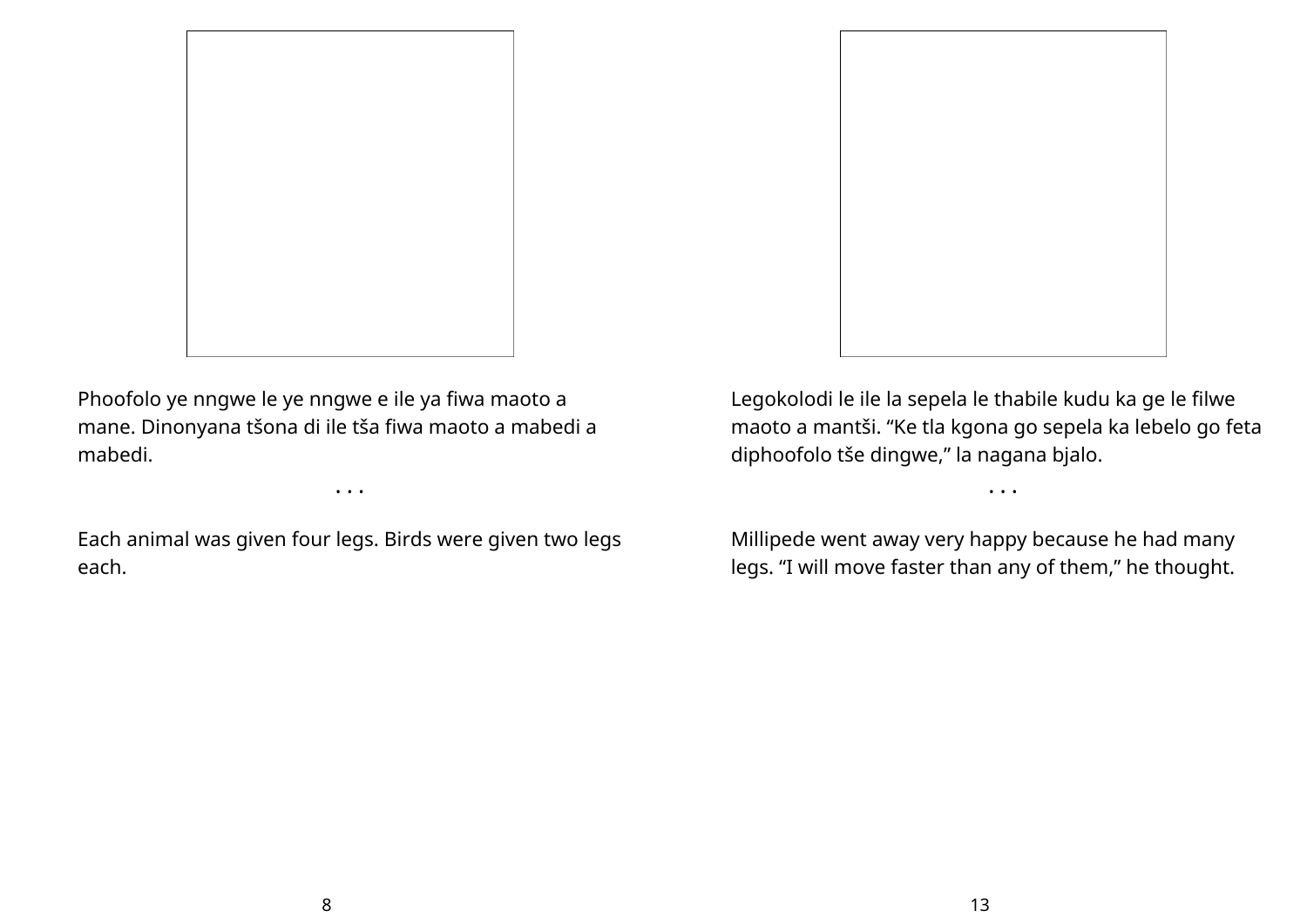Phoofolo ye nngwe le ye nngwe e ile ya fiwa maoto a mane. Dinonyana tšona di ile tša fiwa maoto a mabedi a mabedi.

. . .

Each animal was given four legs. Birds were given two legs each.

Legokolodi le ile la sepela le thabile kudu ka ge le filwe maoto a mantši. “Ke tla kgona go sepela ka lebelo go feta diphoofolo tše dingwe,” la nagana bjalo.

. . .

Millipede went away very happy because he had many legs. “I will move faster than any of them,” he thought.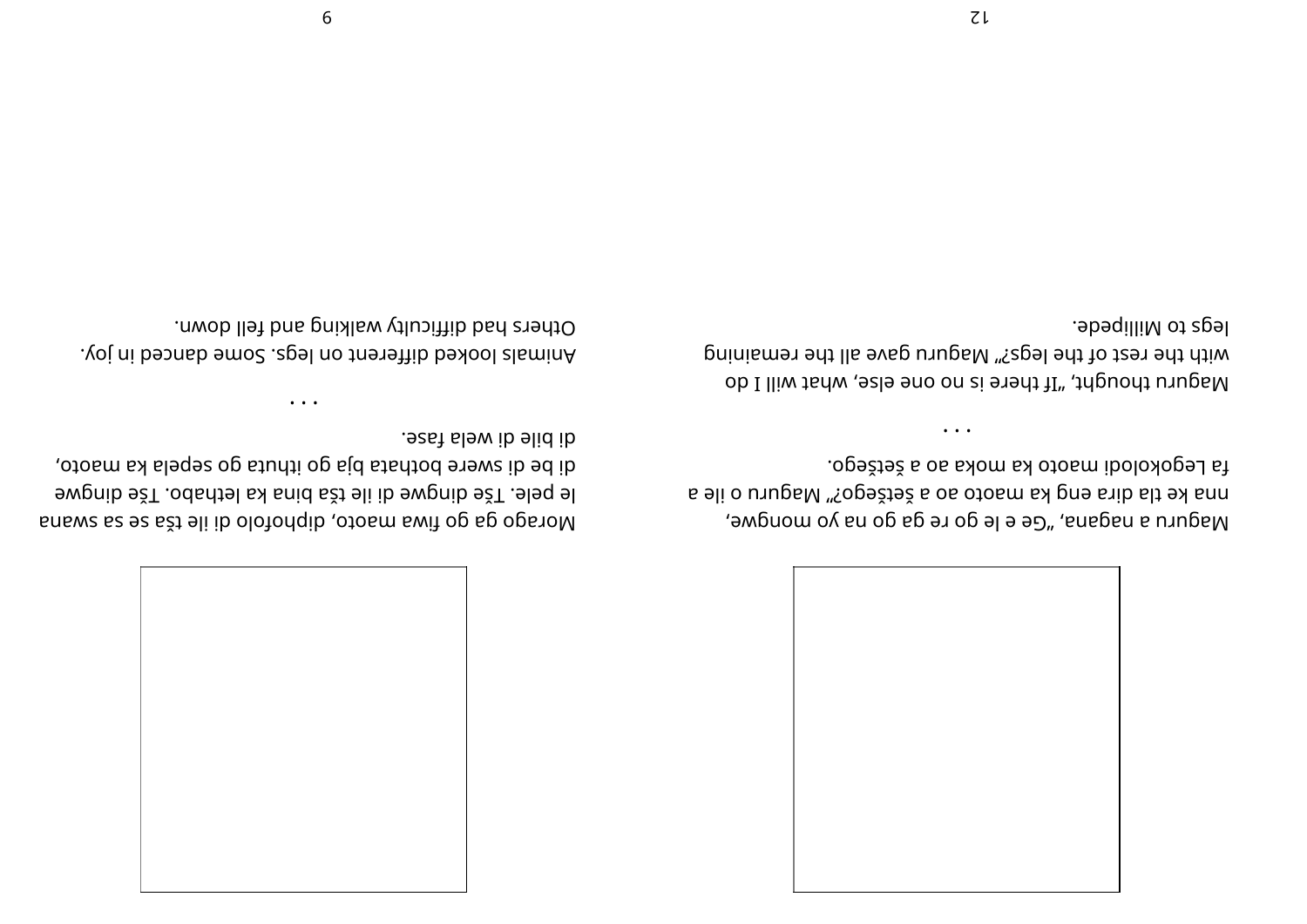Maguru a nagana, "Ge e le go re ga go na yo mongwe, nna ke tla dira eng ka maoto ao a šetšego?" Maguru o ile a fa Legokolodi maoto ka moka ao a šetšego.

. . .

Maguru thought, "If there is no one else, what will I do with the rest of the legs?" Maguru gave all the remaining legs to Millipede.

Morago ga go fiwa maoto, diphofolo di ile tša se sa swana le pele. Tše dingwe di ile tša bina ka lethabo. Tše dingwe di be di swere bothata bja go ithuta go sepela ka maoto, di bile di wela fase.

. . .

Animals looked different on legs. Some danced in joy. Others had difficulty walking and fell down.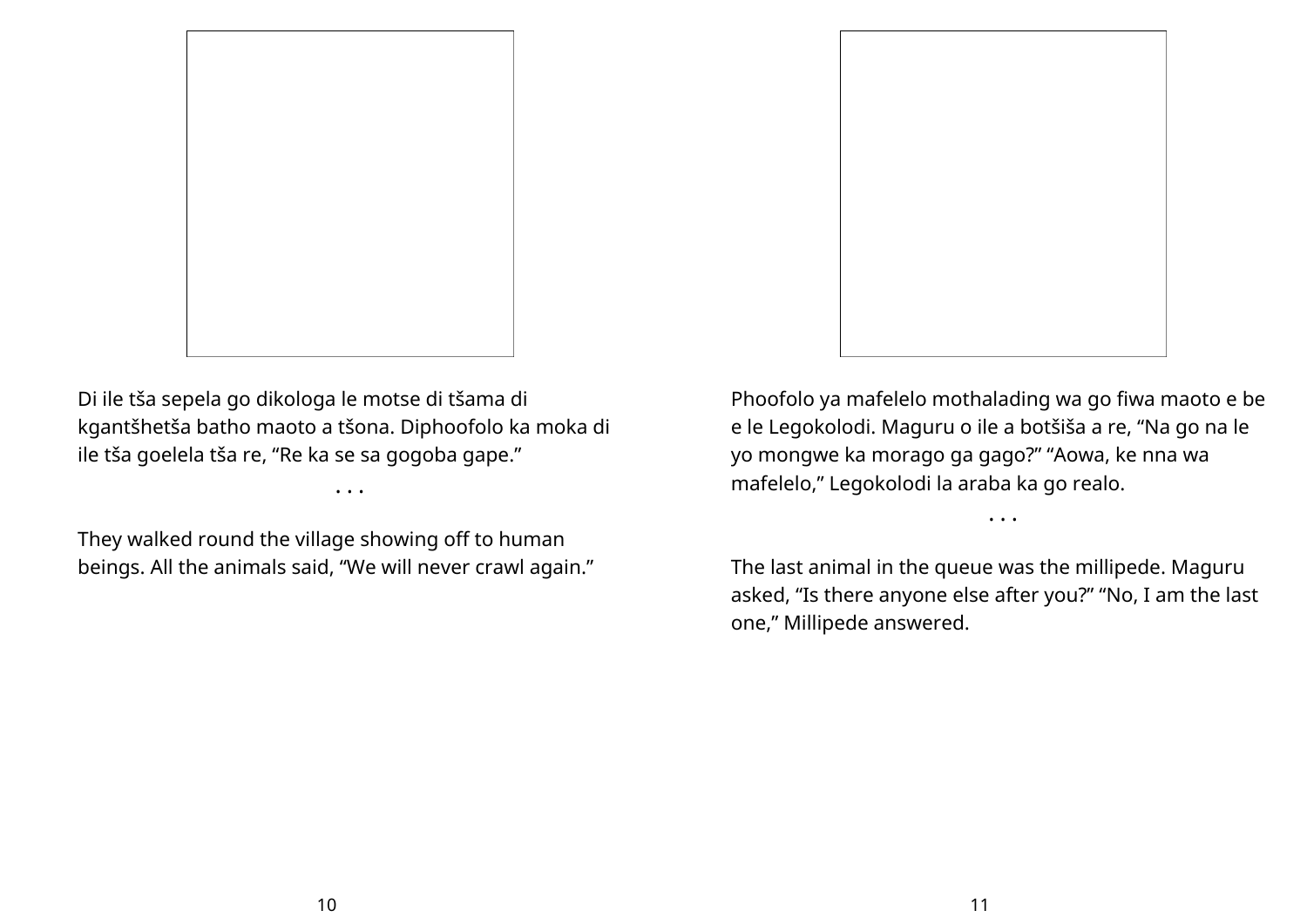Di ile tša sepela go dikologa le motse di tšama di kgantšhetša batho maoto a tšona. Diphoofolo ka moka di ile tša goelela tša re, “Re ka se sa gogoba gape.”

. . .

They walked round the village showing off to human beings. All the animals said, “We will never crawl again.”

Phoofolo ya mafelelo mothalading wa go fiwa maoto e be e le Legokolodi. Maguru o ile a botšiša a re, “Na go na le yo mongwe ka morago ga gago?” “Aowa, ke nna wa mafelelo,” Legokolodi la araba ka go realo.

. . .

The last animal in the queue was the millipede. Maguru asked, “Is there anyone else after you?” “No, I am the last one,” Millipede answered.